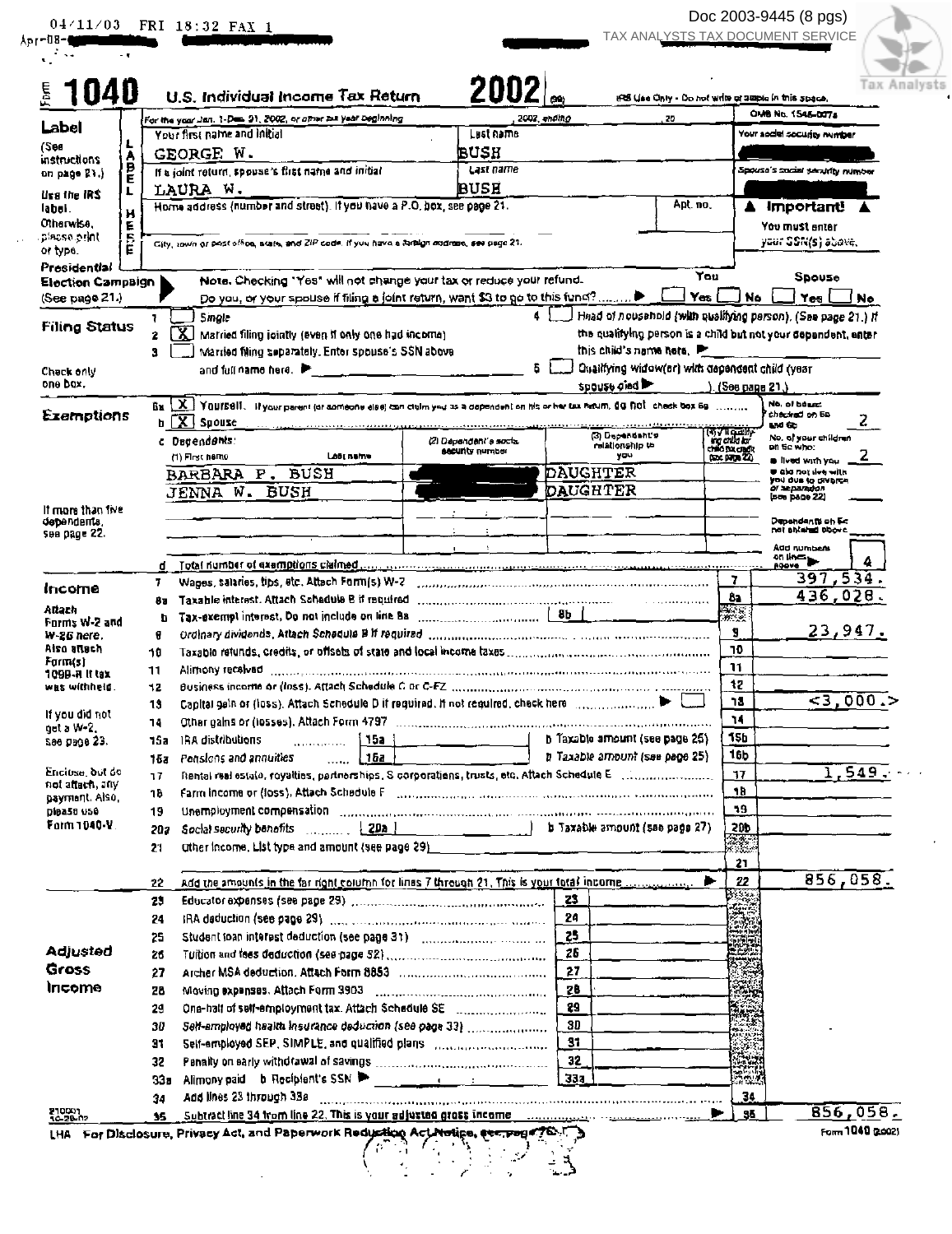04/11/03 FRI 18:32 FAX 1

Doc 2003-9445 (8 pgs)

TAX ANALYSTS TAX DOCUMENT SERVICE

# Form 1040 U.S. Individual Income Tax Return 2002 (99)

IRS Use Only - Do not write or staple in this space.

For the year Jan. 1-Dec. 31, 2002, or other tax year beginning , 2002, ending , 20

OMB No. 1545-0074

## Label

(See instructions on page 21.)

Use the IRS label. Otherwise, please print or type.

| | | |
|---|---|---|
| Your first name and initial: GEORGE W. | Last name: BUSH | Your social security number |
| If a joint return, spouse's first name and initial: LAURA W. | Last name: BUSH | Spouse's social security number |
| Home address (number and street). If you have a P.O. box, see page 21. | Apt. no. | ▲ **Important!** ▲ You must enter your SSN(s) above. |
| City, town or post office, state, and ZIP code. If you have a foreign address, see page 21. | | |

## Presidential Election Campaign

(See page 21.)

Note. Checking "Yes" will not change your tax or reduce your refund.

Do you, or your spouse if filing a joint return, want $3 to go to this fund? ▶ You: ☐ Yes ☐ No Spouse: ☐ Yes ☐ No

## Filing Status

Check only one box.

1. ☐ Single
2. [X] Married filing jointly (even if only one had income)
3. ☐ Married filing separately. Enter spouse's SSN above and full name here. ▶
4. ☐ Head of household (with qualifying person). (See page 21.) If the qualifying person is a child but not your dependent, enter this child's name here. ▶
5. ☐ Qualifying widow(er) with dependent child (year spouse died ▶ ). (See page 21.)

## Exemptions

6a [X] **Yourself.** If your parent (or someone else) can claim you as a dependent on his or her tax return, **do not** check box 6a

b [X] **Spouse**

No. of boxes checked on 6a and 6b: 2

c Dependents:

| (1) First name / Last name | (2) Dependent's social security number | (3) Dependent's relationship to you | (4) ✓ if qualifying child for child tax credit (see page 22) |
|---|---|---|---|
| BARBARA P. BUSH | | DAUGHTER | |
| JENNA W. BUSH | | DAUGHTER | |

No. of your children on 6c who: • lived with you: 2; • did not live with you due to divorce or separation (see page 22); Dependents on 6c not entered above

If more than five dependents, see page 22.

d Total number of exemptions claimed — Add numbers on lines above ▶ 4

## Income

Attach Forms W-2 and W-2G here. Also attach Form(s) 1099-R if tax was withheld.

If you did not get a W-2, see page 23.

Enclose, but do not attach, any payment. Also, please use Form 1040-V.

| Line | Description | Amount |
|---|---|---|
| 7 | Wages, salaries, tips, etc. Attach Form(s) W-2 | 397,534. |
| 8a | Taxable interest. Attach Schedule B if required | 436,028. |
| 8b | Tax-exempt interest. Do not include on line 8a | |
| 9 | Ordinary dividends. Attach Schedule B if required | 23,947. |
| 10 | Taxable refunds, credits, or offsets of state and local income taxes | |
| 11 | Alimony received | |
| 12 | Business income or (loss). Attach Schedule C or C-EZ | |
| 13 | Capital gain or (loss). Attach Schedule D if required. If not required, check here ▶ ☐ | <3,000.> |
| 14 | Other gains or (losses). Attach Form 4797 | |
| 15a | IRA distributions 15a / b Taxable amount (see page 25) | |
| 16a | Pensions and annuities 16a / b Taxable amount (see page 25) | |
| 17 | Rental real estate, royalties, partnerships, S corporations, trusts, etc. Attach Schedule E | 1,549. |
| 18 | Farm income or (loss). Attach Schedule F | |
| 19 | Unemployment compensation | |
| 20a | Social security benefits 20a / b Taxable amount (see page 27) | |
| 21 | Other income. List type and amount (see page 29) | |
| 22 | Add the amounts in the far right column for lines 7 through 21. This is your **total income** ▶ | 856,058. |

## Adjusted Gross Income

| Line | Description | Amount |
|---|---|---|
| 23 | Educator expenses (see page 29) | |
| 24 | IRA deduction (see page 29) | |
| 25 | Student loan interest deduction (see page 31) | |
| 26 | Tuition and fees deduction (see page 32) | |
| 27 | Archer MSA deduction. Attach Form 8853 | |
| 28 | Moving expenses. Attach Form 3903 | |
| 29 | One-half of self-employment tax. Attach Schedule SE | |
| 30 | Self-employed health insurance deduction (see page 33) | |
| 31 | Self-employed SEP, SIMPLE, and qualified plans | |
| 32 | Penalty on early withdrawal of savings | |
| 33a | Alimony paid b Recipient's SSN ▶ | |
| 34 | Add lines 23 through 33a | |
| 35 | Subtract line 34 from line 22. This is your **adjusted gross income** ▶ | 856,058. |

LHA For Disclosure, Privacy Act, and Paperwork Reduction Act Notice, see page 76.

Form **1040** (2002)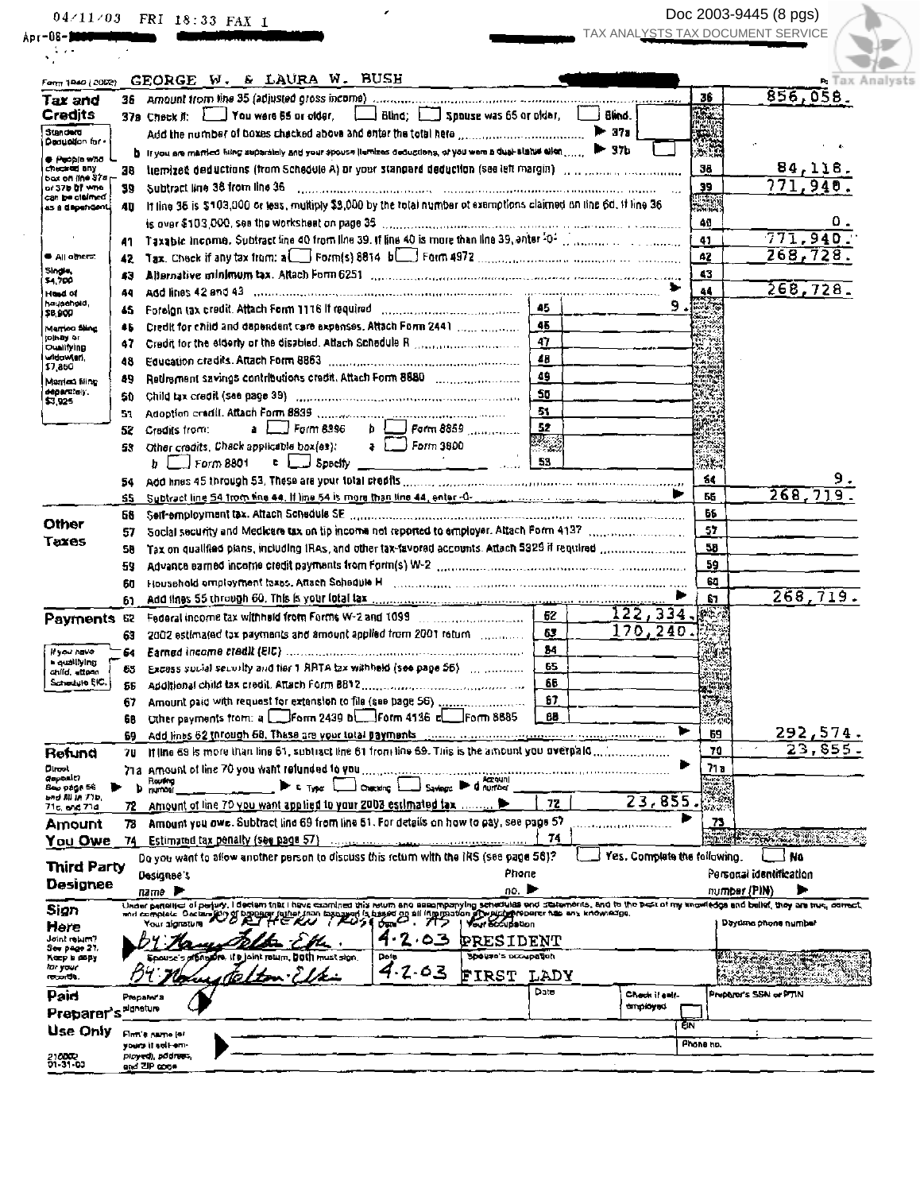04/11/03 FRI 18:33 FAX 1

Apr-08-

Doc 2003-9445 (8 pgs)

TAX ANALYSTS TAX DOCUMENT SERVICE

Form 1040 (2002) GEORGE W. & LAURA W. BUSH

## Tax and Credits

| Line | Description | | | Line | Amount |
|---|---|---|---|---|---|
| 36 | Amount from line 35 (adjusted gross income) | | | 36 | 856,058. |
| 37a | Check if: ☐ You were 65 or older, ☐ Blind; ☐ Spouse was 65 or older, ☐ Blind. Add the number of boxes checked above and enter the total here ▶ 37a | | | | |
| b | If you are married filing separately and your spouse itemizes deductions, or you were a dual-status alien ▶ 37b ☐ | | | | |
| 38 | Itemized deductions (from Schedule A) or your standard deduction (see left margin) | | | 38 | 84,118. |
| 39 | Subtract line 38 from line 36 | | | 39 | 771,940. |
| 40 | If line 36 is $103,000 or less, multiply $3,000 by the total number of exemptions claimed on line 6d. If line 36 is over $103,000, see the worksheet on page 35 | | | 40 | 0. |
| 41 | Taxable income. Subtract line 40 from line 39. If line 40 is more than line 39, enter -0- | | | 41 | 771,940. |
| 42 | Tax. Check if any tax from: a ☐ Form(s) 8814 b ☐ Form 4972 | | | 42 | 268,728. |
| 43 | Alternative minimum tax. Attach Form 6251 | | | 43 | |
| 44 | Add lines 42 and 43 ▶ | | | 44 | 268,728. |
| 45 | Foreign tax credit. Attach Form 1116 if required | 45 | 9. | | |
| 46 | Credit for child and dependent care expenses. Attach Form 2441 | 46 | | | |
| 47 | Credit for the elderly or the disabled. Attach Schedule R | 47 | | | |
| 48 | Education credits. Attach Form 8863 | 48 | | | |
| 49 | Retirement savings contributions credit. Attach Form 8880 | 49 | | | |
| 50 | Child tax credit (see page 39) | 50 | | | |
| 51 | Adoption credit. Attach Form 8839 | 51 | | | |
| 52 | Credits from: a ☐ Form 8396 b ☐ Form 8859 | 52 | | | |
| 53 | Other credits. Check applicable box(es): a ☐ Form 3800 b ☐ Form 8801 c ☐ Specify | 53 | | | |
| 54 | Add lines 45 through 53. These are your total credits | | | 54 | 9. |
| 55 | Subtract line 54 from line 44. If line 54 is more than line 44, enter -0- ▶ | | | 55 | 268,719. |

Standard Deduction for –
- People who checked any box on line 37a or 37b or who can be claimed as a dependent, see page 34.
- All others: Single, $4,700; Head of household, $6,900; Married filing jointly or Qualifying widow(er), $7,850; Married filing separately, $3,925

## Other Taxes

| Line | Description | Line | Amount |
|---|---|---|---|
| 56 | Self-employment tax. Attach Schedule SE | 56 | |
| 57 | Social security and Medicare tax on tip income not reported to employer. Attach Form 4137 | 57 | |
| 58 | Tax on qualified plans, including IRAs, and other tax-favored accounts. Attach 5329 if required | 58 | |
| 59 | Advance earned income credit payments from Form(s) W-2 | 59 | |
| 60 | Household employment taxes. Attach Schedule H | 60 | |
| 61 | Add lines 55 through 60. This is your total tax ▶ | 61 | 268,719. |

## Payments

| Line | Description | | | Line | Amount |
|---|---|---|---|---|---|
| 62 | Federal income tax withheld from Forms W-2 and 1099 | 62 | 122,334. | | |
| 63 | 2002 estimated tax payments and amount applied from 2001 return | 63 | 170,240. | | |
| 64 | Earned income credit (EIC) | 64 | | | |
| 65 | Excess social security and tier 1 RRTA tax withheld (see page 56) | 65 | | | |
| 66 | Additional child tax credit. Attach Form 8812 | 66 | | | |
| 67 | Amount paid with request for extension to file (see page 56) | 67 | | | |
| 68 | Other payments from: a ☐ Form 2439 b ☐ Form 4136 c ☐ Form 8885 | 68 | | | |
| 69 | Add lines 62 through 68. These are your total payments ▶ | | | 69 | 292,574. |

If you have a qualifying child, attach Schedule EIC.

## Refund

| Line | Description | | | Line | Amount |
|---|---|---|---|---|---|
| 70 | If line 69 is more than line 61, subtract line 61 from line 69. This is the amount you overpaid | | | 70 | 23,855. |
| 71a | Amount of line 70 you want refunded to you ▶ | | | 71a | |
| b | Routing number ▶ c Type: ☐ Checking ☐ Savings ▶ d Account number | | | | |
| 72 | Amount of line 70 you want applied to your 2003 estimated tax ▶ | 72 | 23,855. | | |

Direct deposit? See page 56 and fill in 71b, 71c, and 71d.

## Amount You Owe

| Line | Description | | | Line | Amount |
|---|---|---|---|---|---|
| 73 | Amount you owe. Subtract line 69 from line 61. For details on how to pay, see page 57 ▶ | | | 73 | |
| 74 | Estimated tax penalty (see page 57) | 74 | | | |

## Third Party Designee

Do you want to allow another person to discuss this return with the IRS (see page 56)? ☐ Yes. Complete the following. ☐ No

Designee's name ▶ Phone no. ▶ Personal identification number (PIN) ▶

## Sign Here

Under penalties of perjury, I declare that I have examined this return and accompanying schedules and statements, and to the best of my knowledge and belief, they are true, correct, and complete. Declaration of preparer (other than taxpayer) is based on all information of which preparer has any knowledge.

Joint return? See page 21. Keep a copy for your records.

| Your signature | Date | Your occupation | Daytime phone number |
|---|---|---|---|
| GEORGE W. BUSH, By: [signature] | 4.2.03 | PRESIDENT | |
| Spouse's signature. If a joint return, both must sign. | Date | Spouse's occupation | |
| By: [signature] | 4.2.03 | FIRST LADY | |

## Paid Preparer's Use Only

| Preparer's signature | Date | Check if self-employed ☐ | Preparer's SSN or PTIN |
|---|---|---|---|
| Firm's name (or yours if self-employed), address, and ZIP code | | EIN | |
| | | Phone no. | |

210001 01-31-03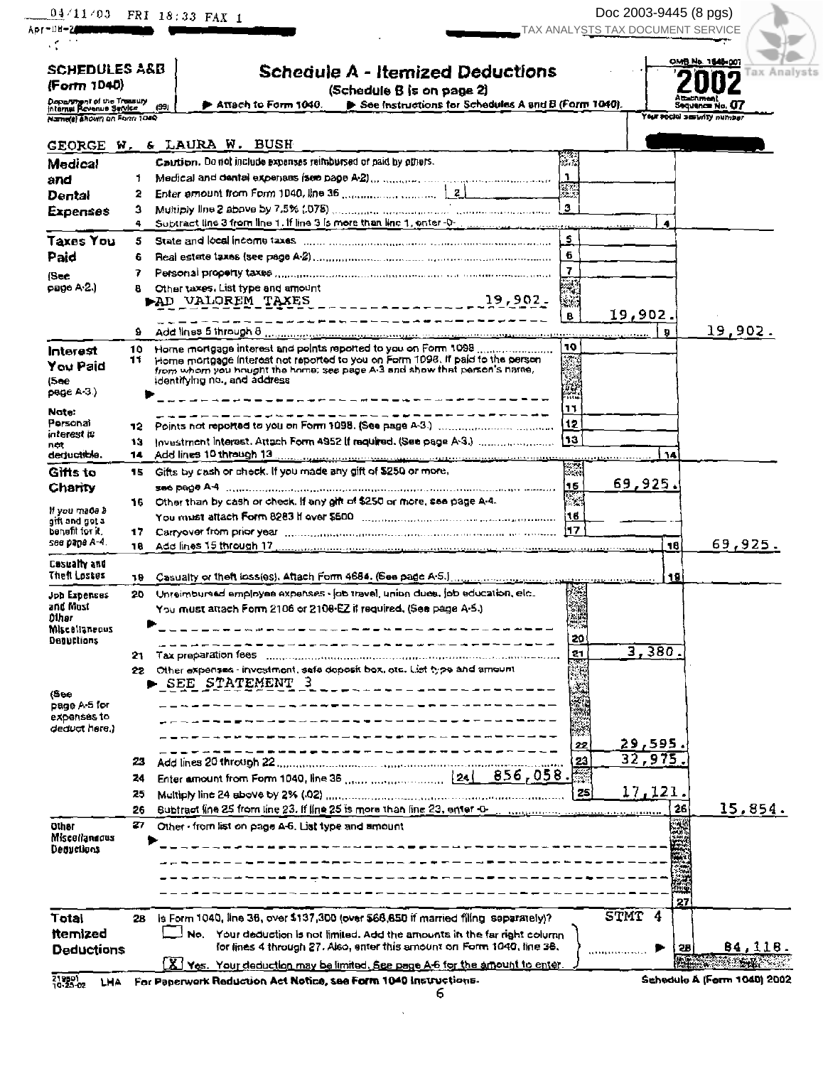04/11/03 FRI 18:33 FAX 1

Doc 2003-9445 (8 pgs)
TAX ANALYSTS TAX DOCUMENT SERVICE

# SCHEDULES A&B (Form 1040)

## Schedule A - Itemized Deductions

(Schedule B is on page 2)

Department of the Treasury Internal Revenue Service (99) ▶ Attach to Form 1040. ▶ See Instructions for Schedules A and B (Form 1040).

OMB No. 1545-0074 **2002** Attachment Sequence No. 07

Name(s) shown on Form 1040: GEORGE W. & LAURA W. BUSH

Your social security number: [redacted]

| Section | Line | Description | | Amount | | Amount |
|---|---|---|---|---|---|---|
| **Medical and Dental Expenses** | | **Caution.** Do not include expenses reimbursed or paid by others. | | | | |
| | 1 | Medical and dental expenses (see page A-2) | 1 | | | |
| | 2 | Enter amount from Form 1040, line 36 [2] | | | | |
| | 3 | Multiply line 2 above by 7.5% (.075) | 3 | | | |
| | 4 | Subtract line 3 from line 1. If line 3 is more than line 1, enter -0- | | | 4 | |
| **Taxes You Paid** (See page A-2.) | 5 | State and local income taxes | 5 | | | |
| | 6 | Real estate taxes (see page A-2) | 6 | | | |
| | 7 | Personal property taxes | 7 | | | |
| | 8 | Other taxes. List type and amount ▶ AD VALOREM TAXES 19,902. | 8 | 19,902. | | |
| | 9 | Add lines 5 through 8 | | | 9 | 19,902. |
| **Interest You Paid** (See page A-3.) | 10 | Home mortgage interest and points reported to you on Form 1098 | 10 | | | |
| | 11 | Home mortgage interest not reported to you on Form 1098. If paid to the person from whom you bought the home, see page A-3 and show that person's name, identifying no., and address ▶ | 11 | | | |
| Note: Personal interest is not deductible. | 12 | Points not reported to you on Form 1098. (See page A-3.) | 12 | | | |
| | 13 | Investment interest. Attach Form 4952 if required. (See page A-3.) | 13 | | | |
| | 14 | Add lines 10 through 13 | | | 14 | |
| **Gifts to Charity** | 15 | Gifts by cash or check. If you made any gift of $250 or more, see page A-4 | 15 | 69,925. | | |
| If you made a gift and got a benefit for it, see page A-4. | 16 | Other than by cash or check. If any gift of $250 or more, see page A-4. You must attach Form 8283 if over $500 | 16 | | | |
| | 17 | Carryover from prior year | 17 | | | |
| | 18 | Add lines 15 through 17 | | | 18 | 69,925. |
| **Casualty and Theft Losses** | 19 | Casualty or theft loss(es). Attach Form 4684. (See page A-5.) | | | 19 | |
| **Job Expenses and Most Other Miscellaneous Deductions** | 20 | Unreimbursed employee expenses - job travel, union dues, job education, etc. You must attach Form 2106 or 2106-EZ if required. (See page A-5.) ▶ | 20 | | | |
| | 21 | Tax preparation fees | 21 | 3,380. | | |
| (See page A-5 for expenses to deduct here.) | 22 | Other expenses - investment, safe deposit box, etc. List type and amount ▶ SEE STATEMENT 3 | 22 | 29,595. | | |
| | 23 | Add lines 20 through 22 | 23 | 32,975. | | |
| | 24 | Enter amount from Form 1040, line 36 [24] 856,058. | | | | |
| | 25 | Multiply line 24 above by 2% (.02) | 25 | 17,121. | | |
| | 26 | Subtract line 25 from line 23. If line 25 is more than line 23, enter -0- | | | 26 | 15,854. |
| **Other Miscellaneous Deductions** | 27 | Other - from list on page A-6. List type and amount ▶ | | | 27 | |
| **Total Itemized Deductions** | 28 | Is Form 1040, line 36, over $137,300 (over $68,650 if married filing separately)? STMT 4 | | | | |
| | | ☐ **No.** Your deduction is not limited. Add the amounts in the far right column for lines 4 through 27. Also, enter this amount on Form 1040, line 38. | | | 28 | 84,118. |
| | | ☒ **Yes.** Your deduction may be limited. See page A-6 for the amount to enter. | | | | |

LHA For Paperwork Reduction Act Notice, see Form 1040 instructions. Schedule A (Form 1040) 2002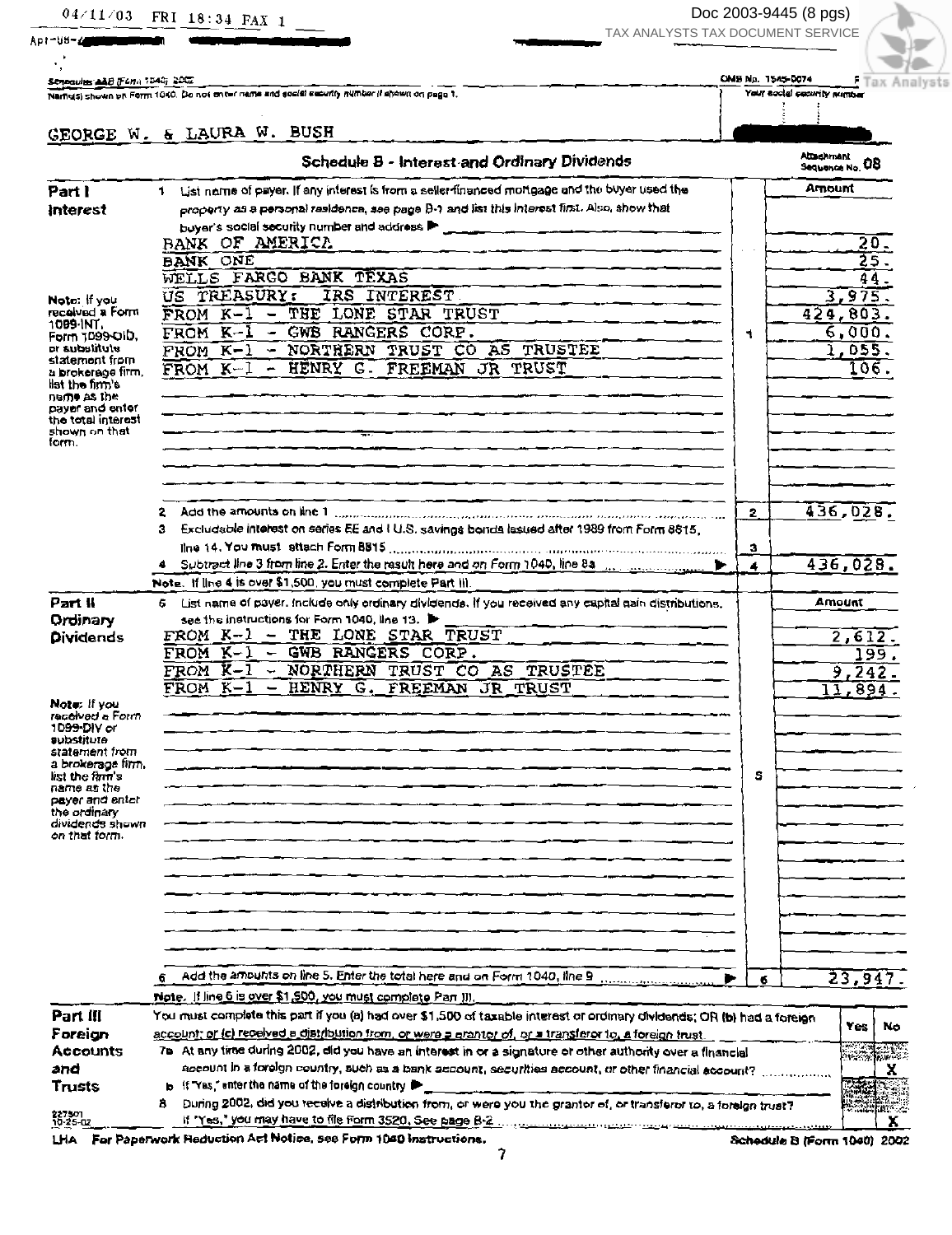Schedules A&B (Form 1040) 2002 — OMB No. 1545-0074

Name(s) shown on Form 1040. Do not enter name and social security number if shown on page 1. — Your social security number

GEORGE W. & LAURA W. BUSH

## Schedule B - Interest and Ordinary Dividends

Attachment Sequence No. 08

### Part I Interest

1 List name of payer. If any interest is from a seller-financed mortgage and the buyer used the property as a personal residence, see page B-1 and list this interest first. Also, show that buyer's social security number and address ▶

| Payer | Line | Amount |
|---|---|---|
| BANK OF AMERICA | | 20. |
| BANK ONE | | 25. |
| WELLS FARGO BANK TEXAS | | 44. |
| US TREASURY: IRS INTEREST | | 3,975. |
| FROM K-1 - THE LONE STAR TRUST | | 424,803. |
| FROM K-1 - GWB RANGERS CORP. | 1 | 6,000. |
| FROM K-1 - NORTHERN TRUST CO AS TRUSTEE | | 1,055. |
| FROM K-1 - HENRY G. FREEMAN JR TRUST | | 106. |

Note: If you received a Form 1099-INT, Form 1099-OID, or substitute statement from a brokerage firm, list the firm's name as the payer and enter the total interest shown on that form.

2 Add the amounts on line 1 ... **2** — 436,028.

3 Excludable interest on series EE and I U.S. savings bonds issued after 1989 from Form 8815, line 14. You must attach Form 8815 ... **3**

4 Subtract line 3 from line 2. Enter the result here and on Form 1040, line 8a ▶ **4** — 436,028.

Note. If line 4 is over $1,500, you must complete Part III.

### Part II Ordinary Dividends

5 List name of payer. Include only ordinary dividends. If you received any capital gain distributions, see the instructions for Form 1040, line 13. ▶

| Payer | Line | Amount |
|---|---|---|
| FROM K-1 - THE LONE STAR TRUST | | 2,612. |
| FROM K-1 - GWB RANGERS CORP. | | 199. |
| FROM K-1 - NORTHERN TRUST CO AS TRUSTEE | 5 | 9,242. |
| FROM K-1 - HENRY G. FREEMAN JR TRUST | | 11,894. |

Note: If you received a Form 1099-DIV or substitute statement from a brokerage firm, list the firm's name as the payer and enter the ordinary dividends shown on that form.

6 Add the amounts on line 5. Enter the total here and on Form 1040, line 9 ▶ **6** — 23,947.

Note. If line 6 is over $1,500, you must complete Part III.

### Part III Foreign Accounts and Trusts

You must complete this part if you (a) had over $1,500 of taxable interest or ordinary dividends; OR (b) had a foreign account; or (c) received a distribution from, or were a grantor of, or a transferor to, a foreign trust.

| | Yes | No |
|---|---|---|
| 7a At any time during 2002, did you have an interest in or a signature or other authority over a financial account in a foreign country, such as a bank account, securities account, or other financial account? | | X |
| b If "Yes," enter the name of the foreign country ▶ | | |
| 8 During 2002, did you receive a distribution from, or were you the grantor of, or transferor to, a foreign trust? If "Yes," you may have to file Form 3520. See page B-2 | | X |

LHA For Paperwork Reduction Act Notice, see Form 1040 instructions. — Schedule B (Form 1040) 2002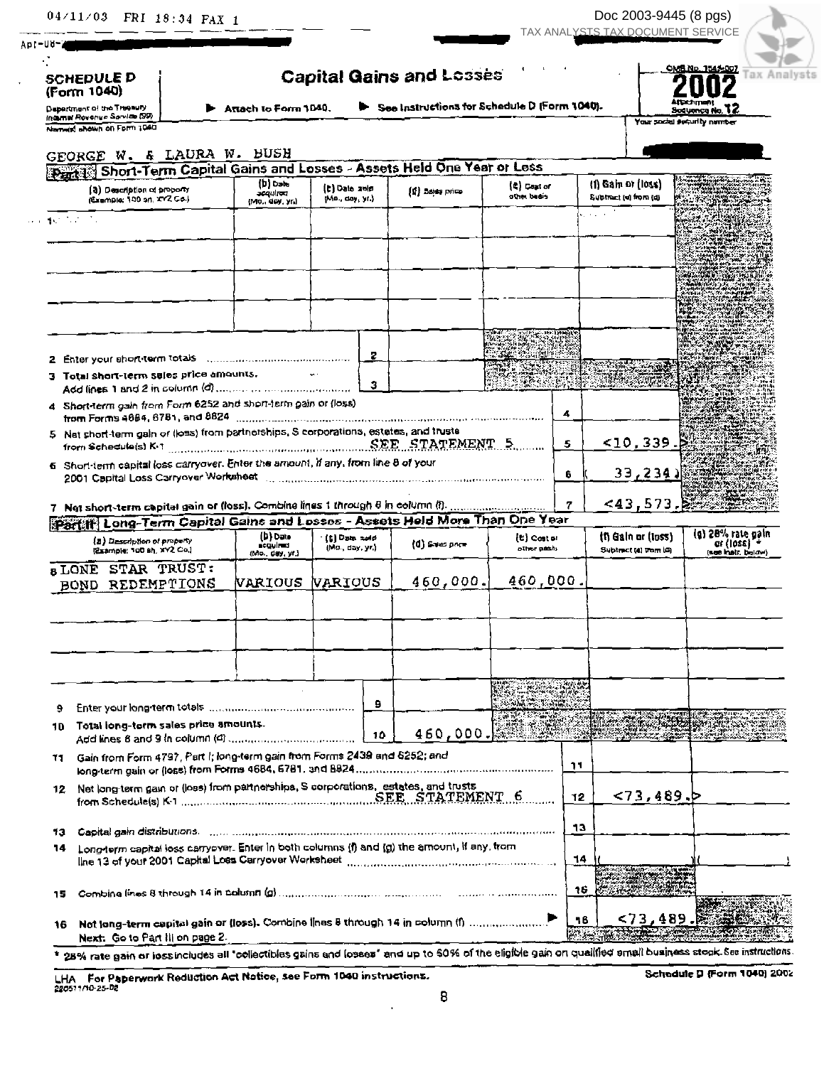04/11/03 FRI 18:34 FAX 1

Doc 2003-9445 (8 pgs)

# SCHEDULE D (Form 1040)

Department of the Treasury Internal Revenue Service (99)

## Capital Gains and Losses

▶ Attach to Form 1040. ▶ See Instructions for Schedule D (Form 1040).

OMB No. 1545-0074

**2002**

Attachment Sequence No. **12**

Name(s) shown on Form 1040: GEORGE W. & LAURA W. BUSH

Your social security number: [redacted]

### Part I — Short-Term Capital Gains and Losses - Assets Held One Year or Less

| (a) Description of property (Example: 100 sh. XYZ Co.) | (b) Date acquired (Mo., day, yr.) | (c) Date sold (Mo., day, yr.) | (d) Sales price | (e) Cost or other basis | (f) Gain or (loss) Subtract (e) from (d) |
|---|---|---|---|---|---|
| 1 | | | | | |
| | | | | | |
| | | | | | |
| | | | | | |

| Line | Description | Amount |
|---|---|---|
| 2 | Enter your short-term totals | |
| 3 | Total short-term sales price amounts. Add lines 1 and 2 in column (d) | |
| 4 | Short-term gain from Form 6252 and short-term gain or (loss) from Forms 4684, 6781, and 8824 | |
| 5 | Net short-term gain or (loss) from partnerships, S corporations, estates, and trusts from Schedule(s) K-1 SEE STATEMENT 5 | <10,339.> |
| 6 | Short-term capital loss carryover. Enter the amount, if any, from line 8 of your 2001 Capital Loss Carryover Worksheet | ( 33,234.) |
| 7 | Net short-term capital gain or (loss). Combine lines 1 through 6 in column (f) | <43,573.> |

### Part II — Long-Term Capital Gains and Losses - Assets Held More Than One Year

| (a) Description of property (Example: 100 sh. XYZ Co.) | (b) Date acquired (Mo., day, yr.) | (c) Date sold (Mo., day, yr.) | (d) Sales price | (e) Cost or other basis | (f) Gain or (loss) Subtract (e) from (d) | (g) 28% rate gain or (loss) * (see instr. below) |
|---|---|---|---|---|---|---|
| 8 LONE STAR TRUST: BOND REDEMPTIONS | VARIOUS | VARIOUS | 460,000. | 460,000. | | |
| | | | | | | |
| | | | | | | |
| | | | | | | |

| Line | Description | (d) Sales price | (f) Gain or (loss) | (g) 28% rate gain or (loss) |
|---|---|---|---|---|
| 9 | Enter your long-term totals | | | |
| 10 | Total long-term sales price amounts. Add lines 8 and 9 in column (d) | 460,000. | | |
| 11 | Gain from Form 4797, Part I; long-term gain from Forms 2439 and 6252; and long-term gain or (loss) from Forms 4684, 6781, and 8824 | | | |
| 12 | Net long-term gain or (loss) from partnerships, S corporations, estates, and trusts from Schedule(s) K-1 SEE STATEMENT 6 | | <73,489.> | |
| 13 | Capital gain distributions | | | |
| 14 | Long-term capital loss carryover. Enter in both columns (f) and (g) the amount, if any, from line 13 of your 2001 Capital Loss Carryover Worksheet | | ( ) | ( ) |
| 15 | Combine lines 8 through 14 in column (g) | | | |
| 16 | Net long-term capital gain or (loss). Combine lines 8 through 14 in column (f) ▶ Next: Go to Part III on page 2. | | <73,489.> | |

\* 28% rate gain or loss includes all "collectibles gains and losses" and up to 50% of the eligible gain on qualified small business stock. See instructions.

LHA For Paperwork Reduction Act Notice, see Form 1040 instructions.

220511/10-25-02

Schedule D (Form 1040) 2002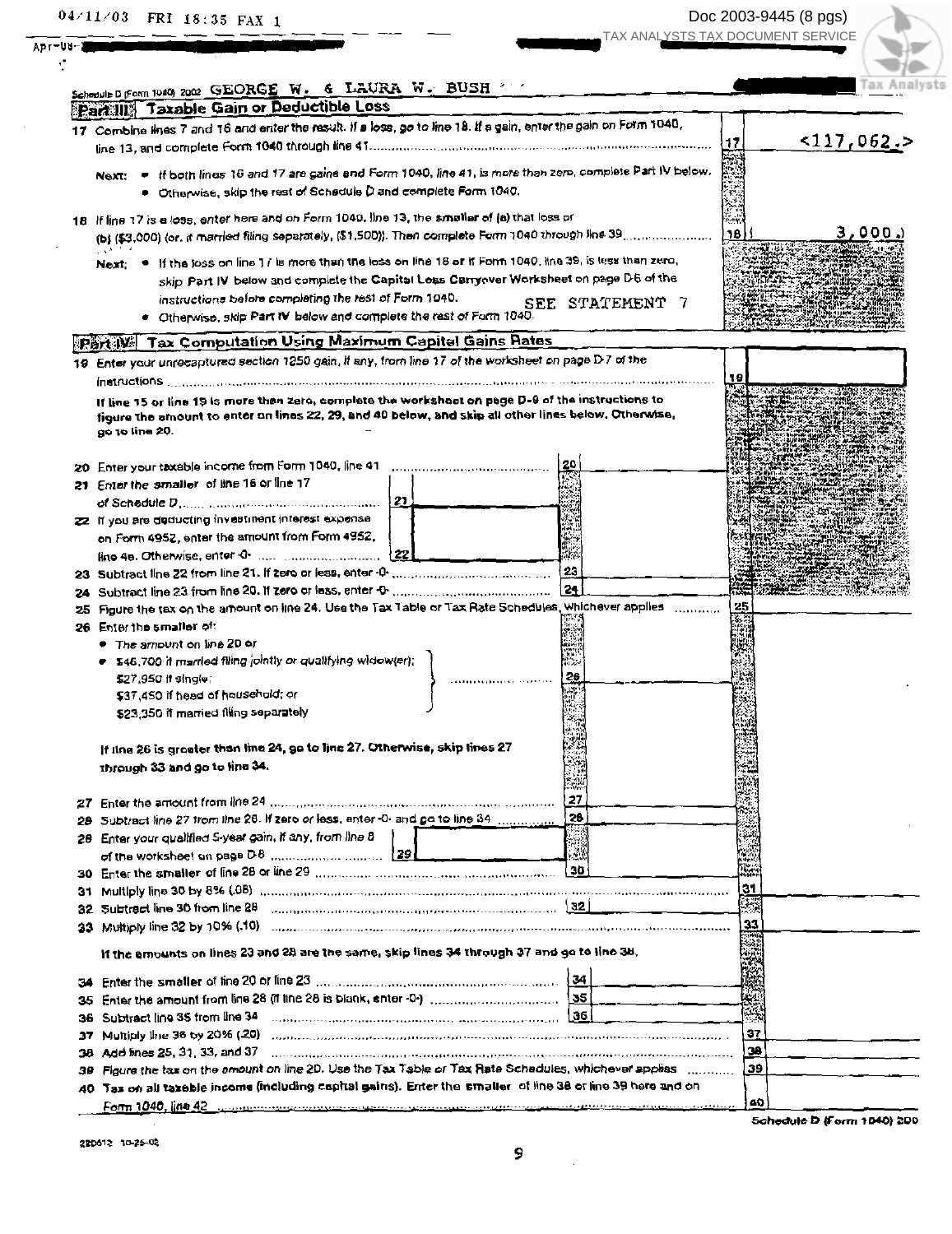Schedule D (Form 1040) 2002 GEORGE W. & LAURA W. BUSH

## Part III Taxable Gain or Deductible Loss

**17** Combine lines 7 and 16 and enter the result. If a loss, go to line 18. If a gain, enter the gain on Form 1040, line 13, and complete Form 1040 through line 41 ..... **17** <117,062.>

**Next:**
- If both lines 16 and 17 are gains and Form 1040, line 41, is more than zero, complete Part IV below.
- Otherwise, skip the rest of Schedule D and complete Form 1040.

**18** If line 17 is a loss, enter here and on Form 1040, line 13, the **smaller** of (a) that loss or (b) ($3,000) (or, if married filing separately, ($1,500)). Then complete Form 1040 through line 39 ..... **18** ( 3,000.)

**Next:**
- If the loss on line 17 is more than the loss on line 18 or if Form 1040, line 39, is less than zero, skip Part IV below and complete the Capital Loss Carryover Worksheet on page D-6 of the instructions before completing the rest of Form 1040. SEE STATEMENT 7
- Otherwise, skip Part IV below and complete the rest of Form 1040.

## Part IV Tax Computation Using Maximum Capital Gains Rates

**19** Enter your unrecaptured section 1250 gain, if any, from line 17 of the worksheet on page D-7 of the instructions ..... **19**

**If line 15 or line 19 is more than zero, complete the worksheet on page D-9 of the instructions to figure the amount to enter on lines 22, 29, and 40 below, and skip all other lines below. Otherwise, go to line 20.**

**20** Enter your taxable income from Form 1040, line 41 ..... **20**

**21** Enter the **smaller** of line 16 or line 17 of Schedule D ..... **21**

**22** If you are deducting investment interest expense on Form 4952, enter the amount from Form 4952, line 4e. Otherwise, enter -0- ..... **22**

**23** Subtract line 22 from line 21. If zero or less, enter -0- ..... **23**

**24** Subtract line 23 from line 20. If zero or less, enter -0- ..... **24**

**25** Figure the tax on the amount on line 24. Use the Tax Table or Tax Rate Schedules, whichever applies ..... **25**

**26** Enter the **smaller** of:
- The amount on line 20 or
- $46,700 if married filing jointly or qualifying widow(er); $27,950 if single; $37,450 if head of household; or $23,350 if married filing separately ..... **26**

**If line 26 is greater than line 24, go to line 27. Otherwise, skip lines 27 through 33 and go to line 34.**

**27** Enter the amount from line 24 ..... **27**

**28** Subtract line 27 from line 26. If zero or less, enter -0- and go to line 34 ..... **28**

**29** Enter your qualified 5-year gain, if any, from line 8 of the worksheet on page D-8 ..... **29**

**30** Enter the **smaller** of line 28 or line 29 ..... **30**

**31** Multiply line 30 by 8% (.08) ..... **31**

**32** Subtract line 30 from line 28 ..... **32**

**33** Multiply line 32 by 10% (.10) ..... **33**

**If the amounts on lines 23 and 28 are the same, skip lines 34 through 37 and go to line 38.**

**34** Enter the **smaller** of line 20 or line 23 ..... **34**

**35** Enter the amount from line 28 (if line 28 is blank, enter -0-) ..... **35**

**36** Subtract line 35 from line 34 ..... **36**

**37** Multiply line 36 by 20% (.20) ..... **37**

**38** Add lines 25, 31, 33, and 37 ..... **38**

**39** Figure the tax on the amount on line 20. Use the Tax Table or Tax Rate Schedules, whichever applies ..... **39**

**40** **Tax on all taxable income (including capital gains).** Enter the **smaller** of line 38 or line 39 here and on Form 1040, line 42 ..... **40**

Schedule D (Form 1040) 2002

220612 10-25-02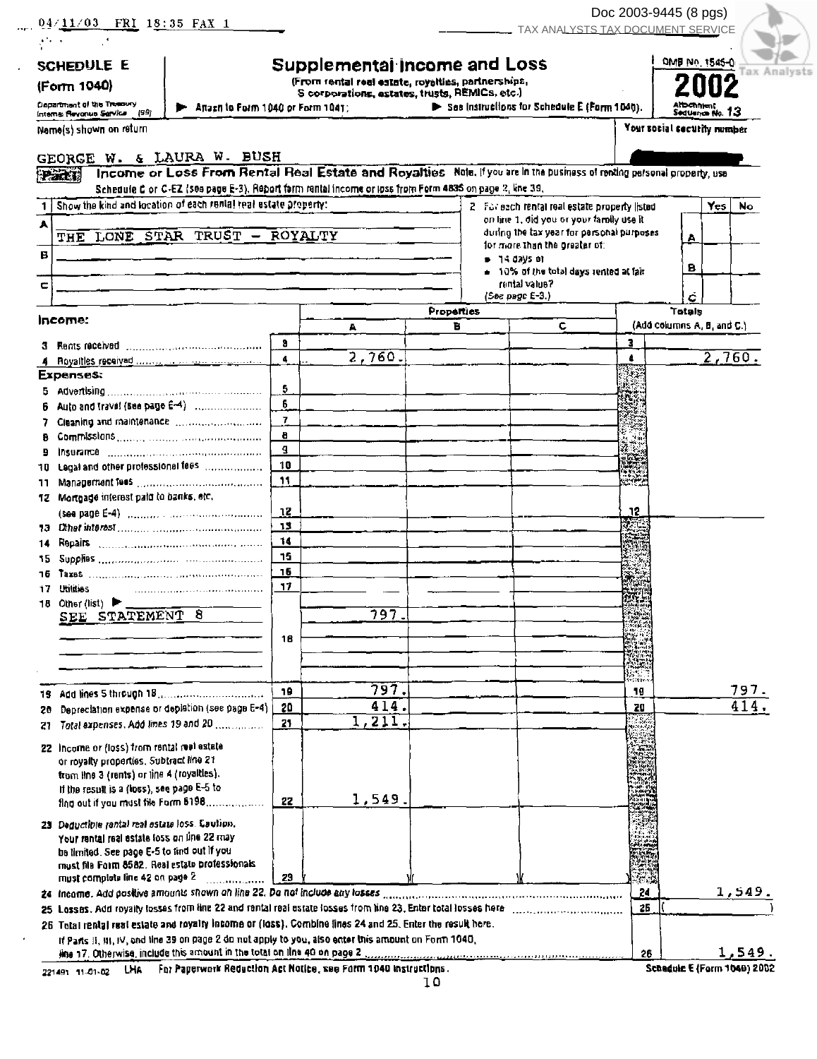04/11/03 FRI 18:35 FAX 1

Doc 2003-9445 (8 pgs)
TAX ANALYSTS TAX DOCUMENT SERVICE

**SCHEDULE E (Form 1040)**

Department of the Treasury Internal Revenue Service (99)

# Supplemental Income and Loss

**(From rental real estate, royalties, partnerships, S corporations, estates, trusts, REMICs, etc.)**

▶ Attach to Form 1040 or Form 1041. ▶ See Instructions for Schedule E (Form 1040).

OMB No. 1545-0

**2002**

Attachment Sequence No. 13

Name(s) shown on return: GEORGE W. & LAURA W. BUSH

Your social security number: [redacted]

**Part I — Income or Loss From Rental Real Estate and Royalties** Note. If you are in the business of renting personal property, use Schedule C or C-EZ (see page E-3). Report farm rental income or loss from Form 4835 on page 2, line 39.

1 Show the kind and location of each rental real estate property:

| | |
|---|---|
| A | THE LONE STAR TRUST - ROYALTY |
| B | |
| C | |

2 For each rental real estate property listed on line 1, did you or your family use it during the tax year for personal purposes for more than the greater of:
- 14 days or
- 10% of the total days rented at fair rental value?

(See page E-3.)

| | Yes | No |
|---|---|---|
| A | | |
| B | | |
| C | | |

| Income: | Line | Properties A | Properties B | Properties C | Line | Totals (Add columns A, B, and C.) |
|---|---|---|---|---|---|---|
| 3 Rents received | 3 | | | | 3 | |
| 4 Royalties received | 4 | 2,760. | | | 4 | 2,760. |
| **Expenses:** | | | | | | |
| 5 Advertising | 5 | | | | | |
| 6 Auto and travel (see page E-4) | 6 | | | | | |
| 7 Cleaning and maintenance | 7 | | | | | |
| 8 Commissions | 8 | | | | | |
| 9 Insurance | 9 | | | | | |
| 10 Legal and other professional fees | 10 | | | | | |
| 11 Management fees | 11 | | | | | |
| 12 Mortgage interest paid to banks, etc. (see page E-4) | 12 | | | | 12 | |
| 13 Other interest | 13 | | | | | |
| 14 Repairs | 14 | | | | | |
| 15 Supplies | 15 | | | | | |
| 16 Taxes | 16 | | | | | |
| 17 Utilities | 17 | | | | | |
| 18 Other (list) ▶ SEE STATEMENT 8 | 18 | 797. | | | | |
| 19 Add lines 5 through 18 | 19 | 797. | | | 19 | 797. |
| 20 Depreciation expense or depletion (see page E-4) | 20 | 414. | | | 20 | 414. |
| 21 Total expenses. Add lines 19 and 20 | 21 | 1,211. | | | | |
| 22 Income or (loss) from rental real estate or royalty properties. Subtract line 21 from line 3 (rents) or line 4 (royalties). If the result is a (loss), see page E-5 to find out if you must file Form 6198 | 22 | 1,549. | | | | |
| 23 Deductible rental real estate loss. Caution. Your rental real estate loss on line 22 may be limited. See page E-5 to find out if you must file Form 8582. Real estate professionals must complete line 42 on page 2 | 23 | ( ) | ( ) | ( ) | | |

24 Income. Add positive amounts shown on line 22. Do not include any losses — 24: 1,549.

25 Losses. Add royalty losses from line 22 and rental real estate losses from line 23. Enter total losses here — 25: ( )

26 Total rental real estate and royalty income or (loss). Combine lines 24 and 25. Enter the result here. If Parts II, III, IV, and line 39 on page 2 do not apply to you, also enter this amount on Form 1040, line 17. Otherwise, include this amount in the total on line 40 on page 2 — 26: 1,549.

221491 11-01-02 LHA For Paperwork Reduction Act Notice, see Form 1040 instructions. Schedule E (Form 1040) 2002

10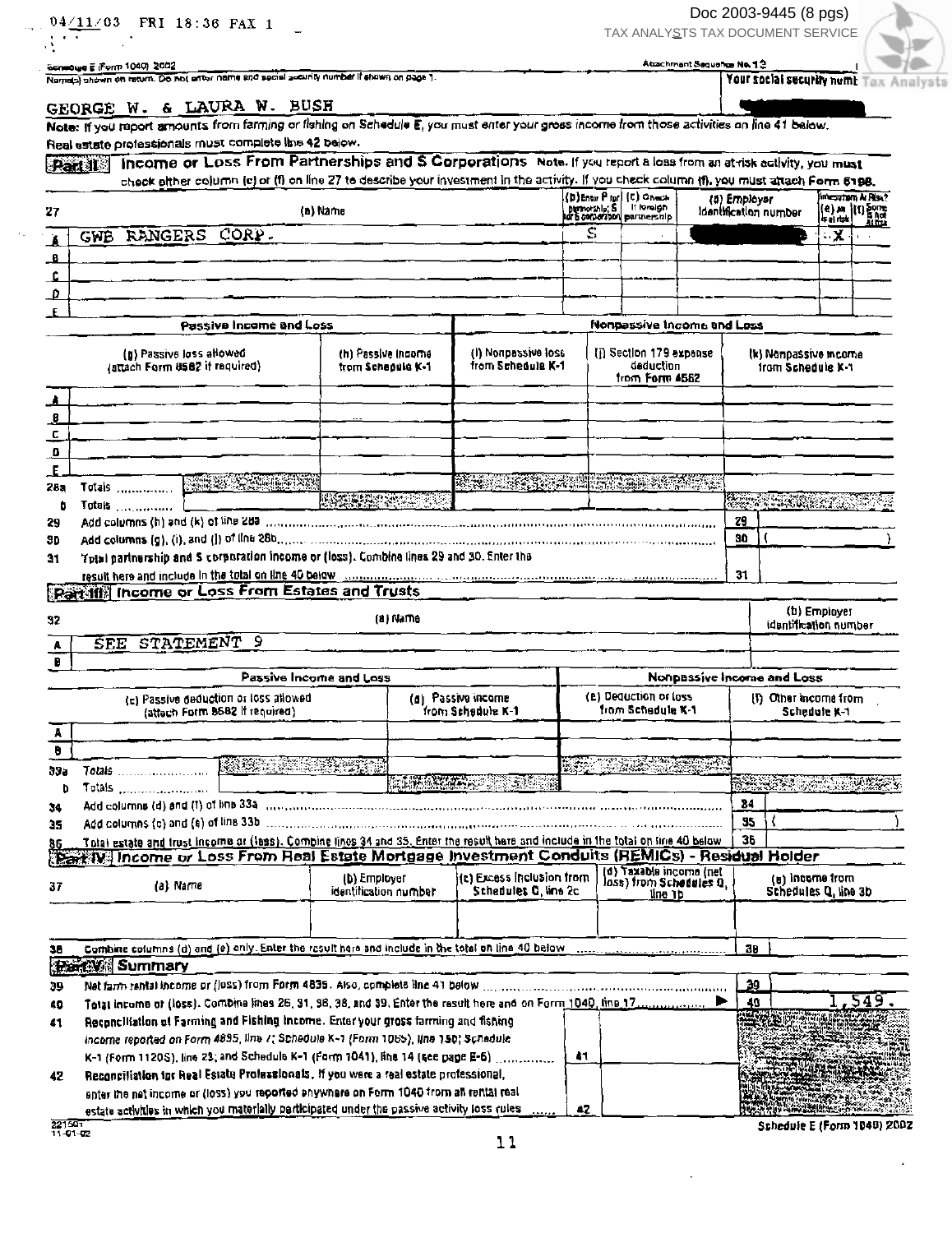04/11/03 FRI 18:36 FAX 1

Schedule E (Form 1040) 2002 Attachment Sequence No. 13

Name(s) shown on return. Do not enter name and social security number if shown on page 1. Your social security number

GEORGE W. & LAURA W. BUSH

**Note:** If you report amounts from farming or fishing on Schedule E, you must enter your gross income from those activities on line 41 below. Real estate professionals must complete line 42 below.

## Part II Income or Loss From Partnerships and S Corporations

**Note.** If you report a loss from an at-risk activity, you must check either column (e) or (f) on line 27 to describe your investment in the activity. If you check column (f), you must attach Form 6198.

| 27 | (a) Name | (b) Enter P for partnership; S for S corporation | (c) Check if foreign partnership | (d) Employer identification number | (e) All is at risk | (f) Some is not at risk |
|---|---|---|---|---|---|---|
| A | GWB RANGERS CORP. | S | | | X | |
| B | | | | | | |
| C | | | | | | |
| D | | | | | | |
| E | | | | | | |

| | Passive Income and Loss | | Nonpassive Income and Loss | | |
|---|---|---|---|---|---|
| | (g) Passive loss allowed (attach Form 8582 if required) | (h) Passive income from Schedule K-1 | (i) Nonpassive loss from Schedule K-1 | (j) Section 179 expense deduction from Form 4562 | (k) Nonpassive income from Schedule K-1 |
| A | | | | | |
| B | | | | | |
| C | | | | | |
| D | | | | | |
| E | | | | | |
| 28a Totals | | | | | |
| b Totals | | | | | |

| | | | |
|---|---|---|---|
| 29 | Add columns (h) and (k) of line 28a | 29 | |
| 30 | Add columns (g), (i), and (j) of line 28b | 30 | ( ) |
| 31 | Total partnership and S corporation income or (loss). Combine lines 29 and 30. Enter the result here and include in the total on line 40 below | 31 | |

## Part III Income or Loss From Estates and Trusts

| 32 | (a) Name | (b) Employer identification number |
|---|---|---|
| A | SEE STATEMENT 9 | |
| B | | |

| | Passive Income and Loss | | Nonpassive Income and Loss | |
|---|---|---|---|---|
| | (c) Passive deduction or loss allowed (attach Form 8582 if required) | (d) Passive income from Schedule K-1 | (e) Deduction or loss from Schedule K-1 | (f) Other income from Schedule K-1 |
| A | | | | |
| B | | | | |
| 33a Totals | | | | |
| b Totals | | | | |

| | | | |
|---|---|---|---|
| 34 | Add columns (d) and (f) of line 33a | 34 | |
| 35 | Add columns (c) and (e) of line 33b | 35 | ( ) |
| 36 | Total estate and trust income or (loss). Combine lines 34 and 35. Enter the result here and include in the total on line 40 below | 36 | |

## Part IV Income or Loss From Real Estate Mortgage Investment Conduits (REMICs) - Residual Holder

| 37 | (a) Name | (b) Employer identification number | (c) Excess inclusion from Schedules Q, line 2c | (d) Taxable income (net loss) from Schedules Q, line 1b | (e) Income from Schedules Q, line 3b |
|---|---|---|---|---|---|
| | | | | | |

| | | | |
|---|---|---|---|
| 38 | Combine columns (d) and (e) only. Enter the result here and include in the total on line 40 below | 38 | |

## Part V Summary

| | | | | | |
|---|---|---|---|---|---|
| 39 | Net farm rental income or (loss) from Form 4835. Also, complete line 41 below | | | 39 | |
| 40 | Total income or (loss). Combine lines 26, 31, 36, 38, and 39. Enter the result here and on Form 1040, line 17 | | | 40 | 1,549. |
| 41 | Reconciliation of Farming and Fishing Income. Enter your gross farming and fishing income reported on Form 4835, line 7; Schedule K-1 (Form 1065), line 15b; Schedule K-1 (Form 1120S), line 23; and Schedule K-1 (Form 1041), line 14 (see page E-6) | 41 | | | |
| 42 | Reconciliation for Real Estate Professionals. If you were a real estate professional, enter the net income or (loss) you reported anywhere on Form 1040 from all rental real estate activities in which you materially participated under the passive activity loss rules | 42 | | | |

221501 11-01-02

Schedule E (Form 1040) 2002

11